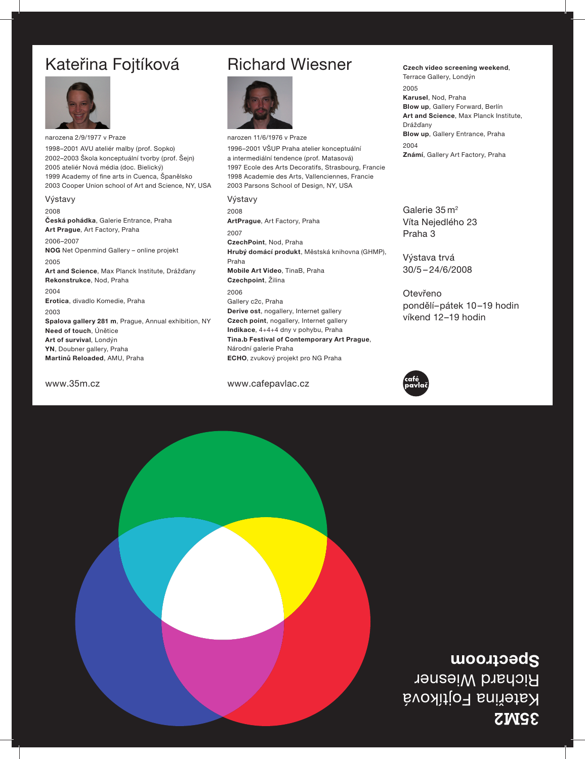# Kateřina Fojtíková

narozena 2/9/1977 v Praze

1998–2001 AVU ateliér malby (prof. Sopko)
2002–2003 Škola konceptuální tvorby (prof. Šejn)
2005 ateliér Nová média (doc. Bielický)
1999 Academy of fine arts in Cuenca, Španělsko
2003 Cooper Union school of Art and Science, NY, USA

## Výstavy

2008
**Česká pohádka**, Galerie Entrance, Praha
**Art Prague**, Art Factory, Praha

2006–2007
**NOG** Net Openmind Gallery – online projekt

2005
**Art and Science**, Max Planck Institute, Drážďany
**Rekonstrukce**, Nod, Praha

2004
**Erotica**, divadlo Komedie, Praha

2003
**Spalova gallery 281 m**, Prague, Annual exhibition, NY
**Need of touch**, Únětice
**Art of survival**, Londýn
**YN**, Doubner gallery, Praha
**Martinů Reloaded**, AMU, Praha

www.35m.cz

# Richard Wiesner

narozen 11/6/1976 v Praze

1996–2001 VŠUP Praha atelier konceptuální a intermediální tendence (prof. Matasová)
1997 Ecole des Arts Decoratifs, Strasbourg, Francie
1998 Academie des Arts, Vallenciennes, Francie
2003 Parsons School of Design, NY, USA

## Výstavy

2008
**ArtPrague**, Art Factory, Praha

2007
**CzechPoint**, Nod, Praha
**Hrubý domácí produkt**, Městská knihovna (GHMP), Praha
**Mobile Art Video**, TinaB, Praha
**Czechpoint**, Žilina

2006
Gallery c2c, Praha
**Derive ost**, nogallery, Internet gallery
**Czech point**, nogallery, Internet gallery
**Indikace**, 4+4+4 dny v pohybu, Praha
**Tina.b Festival of Contemporary Art Prague**, Národní galerie Praha
**ECHO**, zvukový projekt pro NG Praha

**Czech video screening weekend**, Terrace Gallery, Londýn

2005
**Karusel**, Nod, Praha
**Blow up**, Gallery Forward, Berlín
**Art and Science**, Max Planck Institute, Drážďany
**Blow up**, Gallery Entrance, Praha

2004
**Známí**, Gallery Art Factory, Praha

www.cafepavlac.cz

Galerie 35 m²
Víta Nejedlého 23
Praha 3

Výstava trvá
30/5 – 24/6/2008

Otevřeno
pondělí–pátek 10–19 hodin
víkend 12–19 hodin

café pavlač

**35M2**
Kateřina Fojtíková
Richard Wiesner
**Spectroom**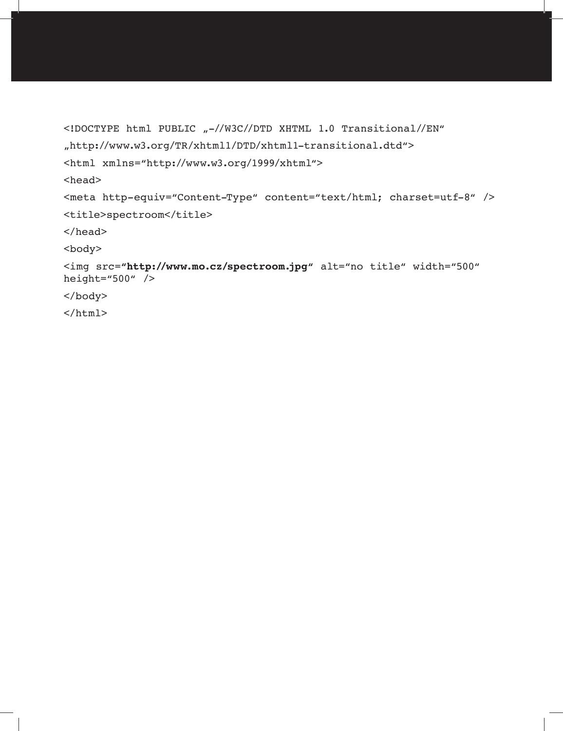```
<!DOCTYPE html PUBLIC „-//W3C//DTD XHTML 1.0 Transitional//EN“
„http://www.w3.org/TR/xhtml1/DTD/xhtml1-transitional.dtd“>
<html xmlns=“http://www.w3.org/1999/xhtml“>
<head>
<meta http-equiv=“Content-Type“ content=“text/html; charset=utf-8“ />
<title>spectroom</title>
</head>
<body>
<img src=“http://www.mo.cz/spectroom.jpg“ alt=“no title“ width=“500“
height=“500“ />
</body>
</html>
```